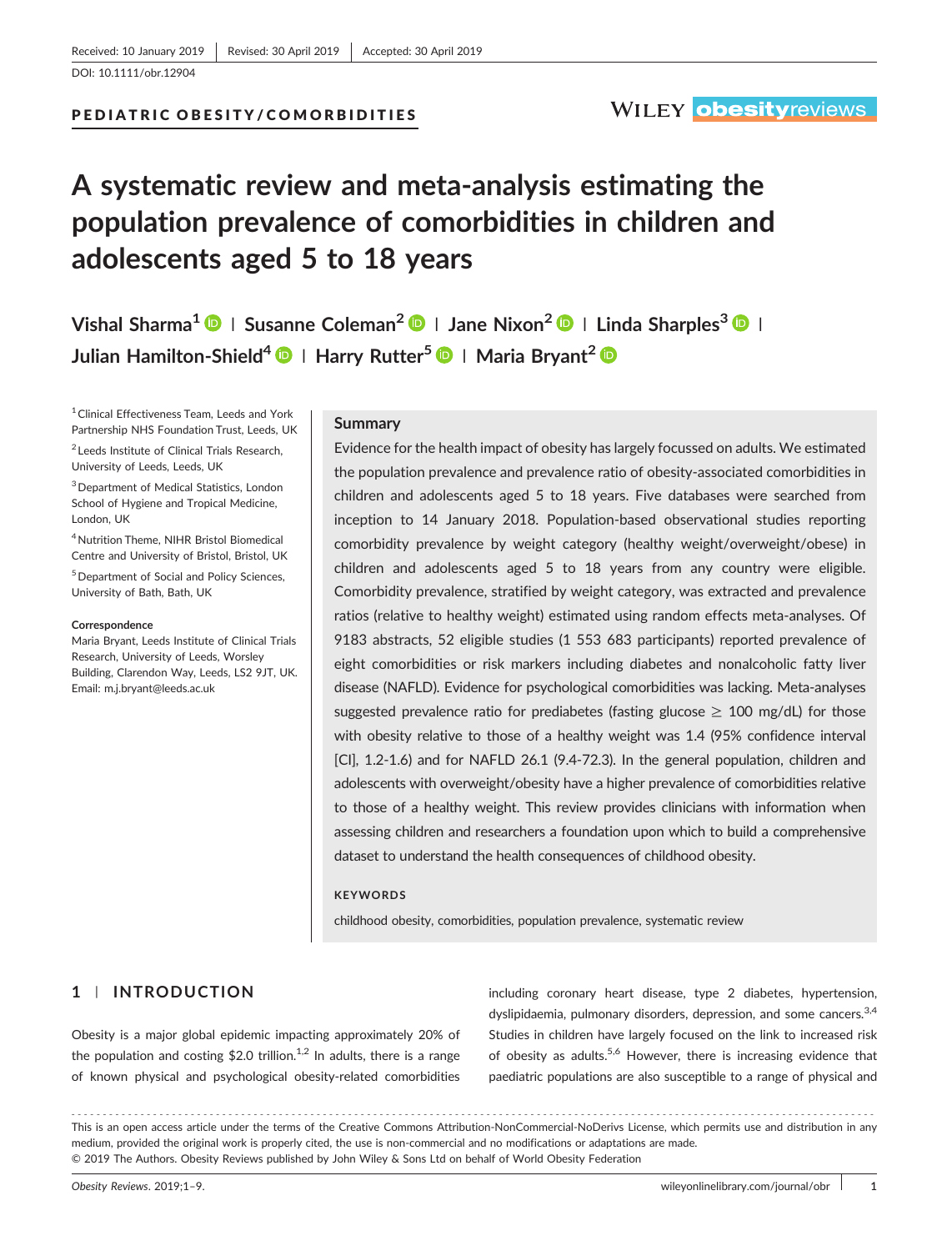Received: 10 January 2019 | Revised: 30 April 2019 | Accepted: 30 April 2019

DOI: 10.1111/obr.12904

PEDIATRIC OBESITY/COMORBIDITIES

# A systematic review and meta-analysis estimating the population prevalence of comorbidities in children and adolescents aged 5 to 18 years

Vishal Sharma[1] | Susanne Coleman[2] | Jane Nixon[2] | Linda Sharples[3] | Julian Hamilton-Shield[4] | Harry Rutter[5] | Maria Bryant[2]

[1] Clinical Effectiveness Team, Leeds and York Partnership NHS Foundation Trust, Leeds, UK

[2] Leeds Institute of Clinical Trials Research, University of Leeds, Leeds, UK

[3] Department of Medical Statistics, London School of Hygiene and Tropical Medicine, London, UK

[4] Nutrition Theme, NIHR Bristol Biomedical Centre and University of Bristol, Bristol, UK

[5] Department of Social and Policy Sciences, University of Bath, Bath, UK

**Correspondence**
Maria Bryant, Leeds Institute of Clinical Trials Research, University of Leeds, Worsley Building, Clarendon Way, Leeds, LS2 9JT, UK.
Email: m.j.bryant@leeds.ac.uk

## Summary

Evidence for the health impact of obesity has largely focussed on adults. We estimated the population prevalence and prevalence ratio of obesity-associated comorbidities in children and adolescents aged 5 to 18 years. Five databases were searched from inception to 14 January 2018. Population-based observational studies reporting comorbidity prevalence by weight category (healthy weight/overweight/obese) in children and adolescents aged 5 to 18 years from any country were eligible. Comorbidity prevalence, stratified by weight category, was extracted and prevalence ratios (relative to healthy weight) estimated using random effects meta-analyses. Of 9183 abstracts, 52 eligible studies (1 553 683 participants) reported prevalence of eight comorbidities or risk markers including diabetes and nonalcoholic fatty liver disease (NAFLD). Evidence for psychological comorbidities was lacking. Meta-analyses suggested prevalence ratio for prediabetes (fasting glucose $\geq$ 100 mg/dL) for those with obesity relative to those of a healthy weight was 1.4 (95% confidence interval [CI], 1.2-1.6) and for NAFLD 26.1 (9.4-72.3). In the general population, children and adolescents with overweight/obesity have a higher prevalence of comorbidities relative to those of a healthy weight. This review provides clinicians with information when assessing children and researchers a foundation upon which to build a comprehensive dataset to understand the health consequences of childhood obesity.

**KEYWORDS**

childhood obesity, comorbidities, population prevalence, systematic review

## 1 | INTRODUCTION

Obesity is a major global epidemic impacting approximately 20% of the population and costing \$2.0 trillion.[1,2] In adults, there is a range of known physical and psychological obesity-related comorbidities including coronary heart disease, type 2 diabetes, hypertension, dyslipidaemia, pulmonary disorders, depression, and some cancers.[3,4] Studies in children have largely focused on the link to increased risk of obesity as adults.[5,6] However, there is increasing evidence that paediatric populations are also susceptible to a range of physical and

This is an open access article under the terms of the Creative Commons Attribution-NonCommercial-NoDerivs License, which permits use and distribution in any medium, provided the original work is properly cited, the use is non-commercial and no modifications or adaptations are made.
© 2019 The Authors. Obesity Reviews published by John Wiley & Sons Ltd on behalf of World Obesity Federation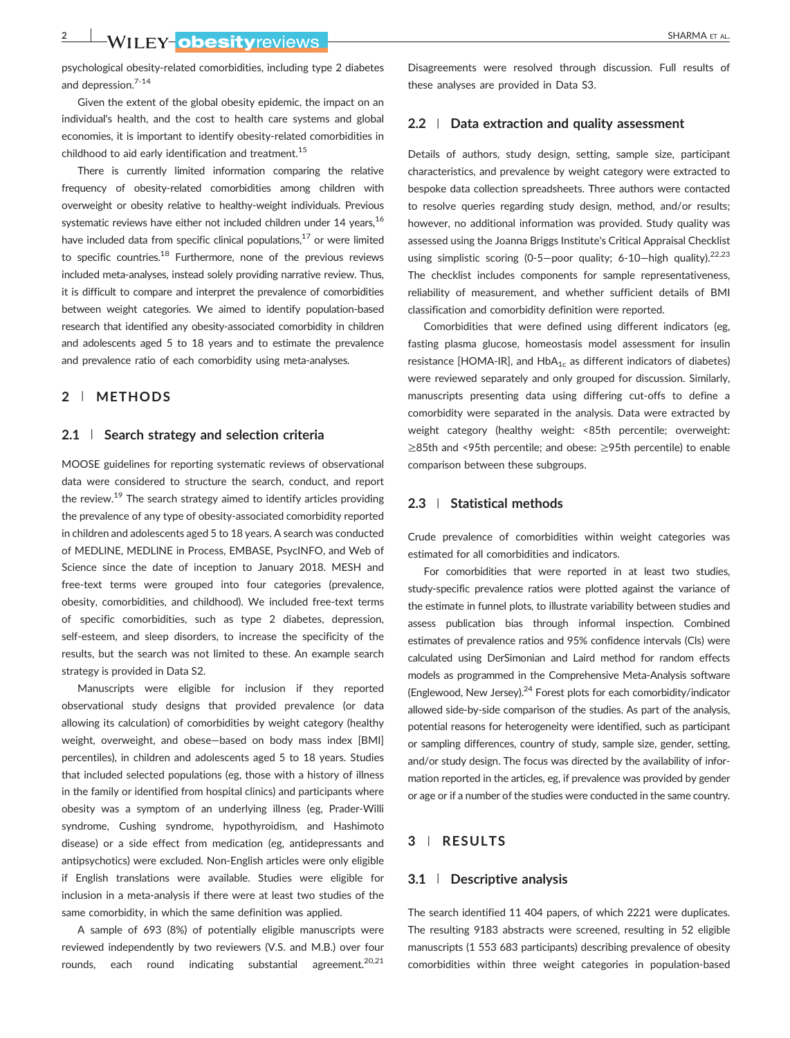psychological obesity-related comorbidities, including type 2 diabetes and depression.[7-14]

Given the extent of the global obesity epidemic, the impact on an individual's health, and the cost to health care systems and global economies, it is important to identify obesity-related comorbidities in childhood to aid early identification and treatment.[15]

There is currently limited information comparing the relative frequency of obesity-related comorbidities among children with overweight or obesity relative to healthy-weight individuals. Previous systematic reviews have either not included children under 14 years,[16] have included data from specific clinical populations,[17] or were limited to specific countries.[18] Furthermore, none of the previous reviews included meta-analyses, instead solely providing narrative review. Thus, it is difficult to compare and interpret the prevalence of comorbidities between weight categories. We aimed to identify population-based research that identified any obesity-associated comorbidity in children and adolescents aged 5 to 18 years and to estimate the prevalence and prevalence ratio of each comorbidity using meta-analyses.

## 2 | METHODS

### 2.1 | Search strategy and selection criteria

MOOSE guidelines for reporting systematic reviews of observational data were considered to structure the search, conduct, and report the review.[19] The search strategy aimed to identify articles providing the prevalence of any type of obesity-associated comorbidity reported in children and adolescents aged 5 to 18 years. A search was conducted of MEDLINE, MEDLINE in Process, EMBASE, PsycINFO, and Web of Science since the date of inception to January 2018. MESH and free-text terms were grouped into four categories (prevalence, obesity, comorbidities, and childhood). We included free-text terms of specific comorbidities, such as type 2 diabetes, depression, self-esteem, and sleep disorders, to increase the specificity of the results, but the search was not limited to these. An example search strategy is provided in Data S2.

Manuscripts were eligible for inclusion if they reported observational study designs that provided prevalence (or data allowing its calculation) of comorbidities by weight category (healthy weight, overweight, and obese—based on body mass index [BMI] percentiles), in children and adolescents aged 5 to 18 years. Studies that included selected populations (eg, those with a history of illness in the family or identified from hospital clinics) and participants where obesity was a symptom of an underlying illness (eg, Prader-Willi syndrome, Cushing syndrome, hypothyroidism, and Hashimoto disease) or a side effect from medication (eg, antidepressants and antipsychotics) were excluded. Non-English articles were only eligible if English translations were available. Studies were eligible for inclusion in a meta-analysis if there were at least two studies of the same comorbidity, in which the same definition was applied.

A sample of 693 (8%) of potentially eligible manuscripts were reviewed independently by two reviewers (V.S. and M.B.) over four rounds, each round indicating substantial agreement.[20,21] Disagreements were resolved through discussion. Full results of these analyses are provided in Data S3.

### 2.2 | Data extraction and quality assessment

Details of authors, study design, setting, sample size, participant characteristics, and prevalence by weight category were extracted to bespoke data collection spreadsheets. Three authors were contacted to resolve queries regarding study design, method, and/or results; however, no additional information was provided. Study quality was assessed using the Joanna Briggs Institute's Critical Appraisal Checklist using simplistic scoring (0-5—poor quality; 6-10—high quality).[22,23] The checklist includes components for sample representativeness, reliability of measurement, and whether sufficient details of BMI classification and comorbidity definition were reported.

Comorbidities that were defined using different indicators (eg, fasting plasma glucose, homeostasis model assessment for insulin resistance [HOMA-IR], and $HbA_{1c}$ as different indicators of diabetes) were reviewed separately and only grouped for discussion. Similarly, manuscripts presenting data using differing cut-offs to define a comorbidity were separated in the analysis. Data were extracted by weight category (healthy weight: <85th percentile; overweight: ≥85th and <95th percentile; and obese: ≥95th percentile) to enable comparison between these subgroups.

### 2.3 | Statistical methods

Crude prevalence of comorbidities within weight categories was estimated for all comorbidities and indicators.

For comorbidities that were reported in at least two studies, study-specific prevalence ratios were plotted against the variance of the estimate in funnel plots, to illustrate variability between studies and assess publication bias through informal inspection. Combined estimates of prevalence ratios and 95% confidence intervals (CIs) were calculated using DerSimonian and Laird method for random effects models as programmed in the Comprehensive Meta-Analysis software (Englewood, New Jersey).[24] Forest plots for each comorbidity/indicator allowed side-by-side comparison of the studies. As part of the analysis, potential reasons for heterogeneity were identified, such as participant or sampling differences, country of study, sample size, gender, setting, and/or study design. The focus was directed by the availability of information reported in the articles, eg, if prevalence was provided by gender or age or if a number of the studies were conducted in the same country.

## 3 | RESULTS

### 3.1 | Descriptive analysis

The search identified 11 404 papers, of which 2221 were duplicates. The resulting 9183 abstracts were screened, resulting in 52 eligible manuscripts (1 553 683 participants) describing prevalence of obesity comorbidities within three weight categories in population-based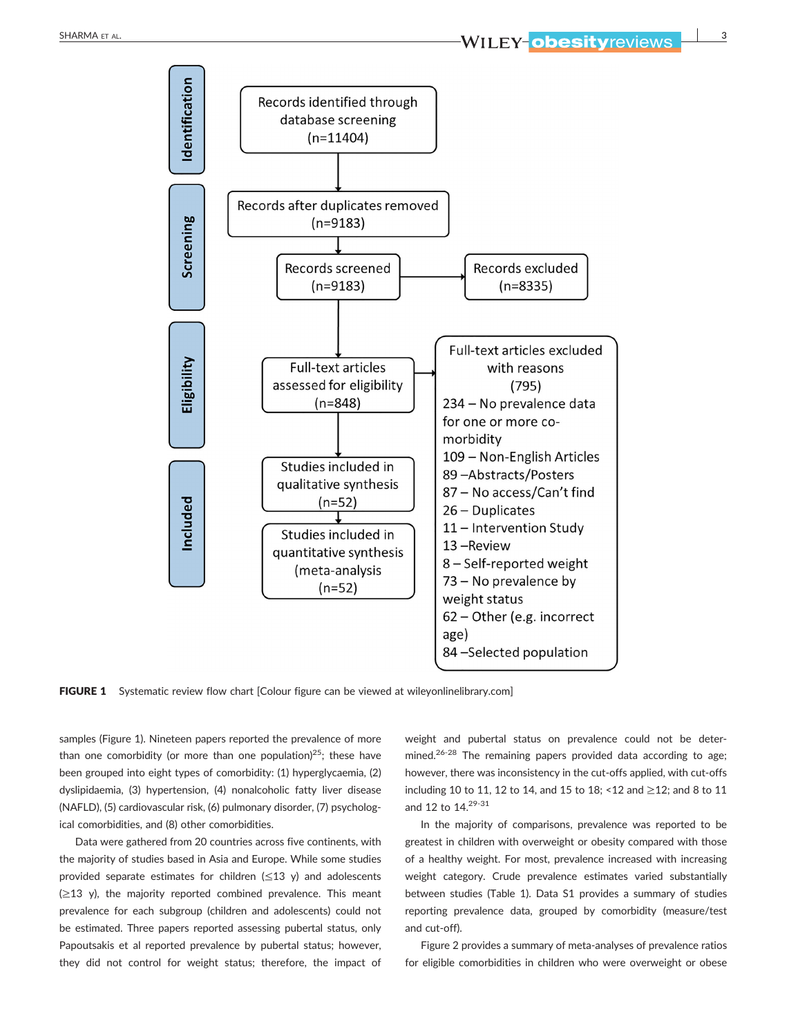**Identification**

Records identified through database screening (n=11404)

**Screening**

Records after duplicates removed (n=9183)

Records screened (n=9183) → Records excluded (n=8335)

**Eligibility**

Full-text articles assessed for eligibility (n=848) → Full-text articles excluded with reasons (795)

- 234 – No prevalence data for one or more co-morbidity
- 109 – Non-English Articles
- 89 –Abstracts/Posters
- 87 – No access/Can't find
- 26 – Duplicates
- 11 – Intervention Study
- 13 –Review
- 8 – Self-reported weight
- 73 – No prevalence by weight status
- 62 – Other (e.g. incorrect age)
- 84 –Selected population

**Included**

Studies included in qualitative synthesis (n=52)

Studies included in quantitative synthesis (meta-analysis (n=52)

**FIGURE 1** Systematic review flow chart [Colour figure can be viewed at wileyonlinelibrary.com]

samples (Figure 1). Nineteen papers reported the prevalence of more than one comorbidity (or more than one population)[25]; these have been grouped into eight types of comorbidity: (1) hyperglycaemia, (2) dyslipidaemia, (3) hypertension, (4) nonalcoholic fatty liver disease (NAFLD), (5) cardiovascular risk, (6) pulmonary disorder, (7) psychological comorbidities, and (8) other comorbidities.

Data were gathered from 20 countries across five continents, with the majority of studies based in Asia and Europe. While some studies provided separate estimates for children (≤13 y) and adolescents (≥13 y), the majority reported combined prevalence. This meant prevalence for each subgroup (children and adolescents) could not be estimated. Three papers reported assessing pubertal status, only Papoutsakis et al reported prevalence by pubertal status; however, they did not control for weight status; therefore, the impact of weight and pubertal status on prevalence could not be determined.[26-28] The remaining papers provided data according to age; however, there was inconsistency in the cut-offs applied, with cut-offs including 10 to 11, 12 to 14, and 15 to 18; <12 and ≥12; and 8 to 11 and 12 to 14.[29-31]

In the majority of comparisons, prevalence was reported to be greatest in children with overweight or obesity compared with those of a healthy weight. For most, prevalence increased with increasing weight category. Crude prevalence estimates varied substantially between studies (Table 1). Data S1 provides a summary of studies reporting prevalence data, grouped by comorbidity (measure/test and cut-off).

Figure 2 provides a summary of meta-analyses of prevalence ratios for eligible comorbidities in children who were overweight or obese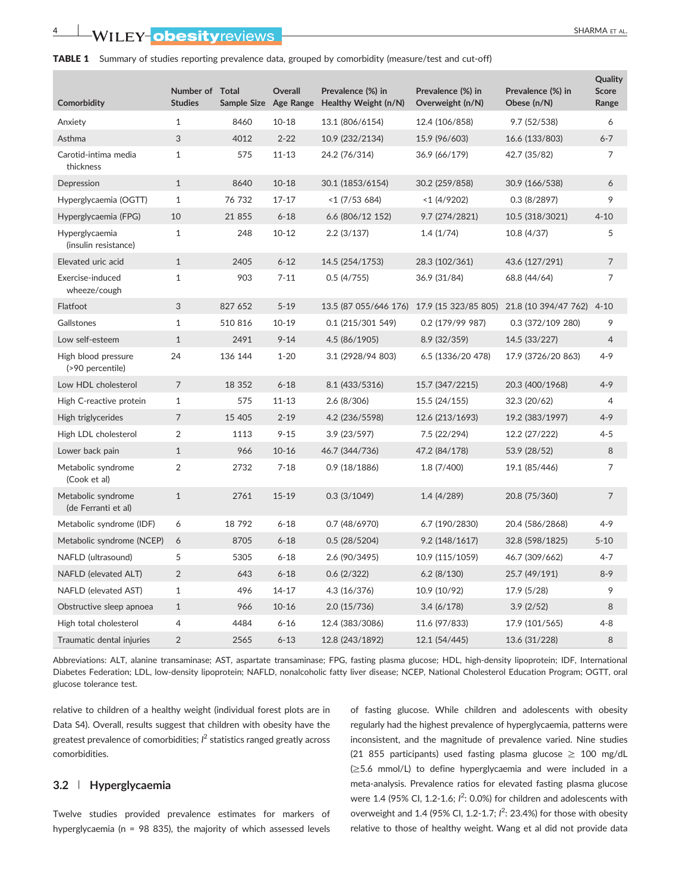**TABLE 1** Summary of studies reporting prevalence data, grouped by comorbidity (measure/test and cut-off)

| Comorbidity | Number of Studies | Total Sample Size | Overall Age Range | Prevalence (%) in Healthy Weight (n/N) | Prevalence (%) in Overweight (n/N) | Prevalence (%) in Obese (n/N) | Quality Score Range |
|---|---|---|---|---|---|---|---|
| Anxiety | 1 | 8460 | 10-18 | 13.1 (806/6154) | 12.4 (106/858) | 9.7 (52/538) | 6 |
| Asthma | 3 | 4012 | 2-22 | 10.9 (232/2134) | 15.9 (96/603) | 16.6 (133/803) | 6-7 |
| Carotid-intima media thickness | 1 | 575 | 11-13 | 24.2 (76/314) | 36.9 (66/179) | 42.7 (35/82) | 7 |
| Depression | 1 | 8640 | 10-18 | 30.1 (1853/6154) | 30.2 (259/858) | 30.9 (166/538) | 6 |
| Hyperglycaemia (OGTT) | 1 | 76 732 | 17-17 | <1 (7/53 684) | <1 (4/9202) | 0.3 (8/2897) | 9 |
| Hyperglycaemia (FPG) | 10 | 21 855 | 6-18 | 6.6 (806/12 152) | 9.7 (274/2821) | 10.5 (318/3021) | 4-10 |
| Hyperglycaemia (insulin resistance) | 1 | 248 | 10-12 | 2.2 (3/137) | 1.4 (1/74) | 10.8 (4/37) | 5 |
| Elevated uric acid | 1 | 2405 | 6-12 | 14.5 (254/1753) | 28.3 (102/361) | 43.6 (127/291) | 7 |
| Exercise-induced wheeze/cough | 1 | 903 | 7-11 | 0.5 (4/755) | 36.9 (31/84) | 68.8 (44/64) | 7 |
| Flatfoot | 3 | 827 652 | 5-19 | 13.5 (87 055/646 176) | 17.9 (15 323/85 805) | 21.8 (10 394/47 762) | 4-10 |
| Gallstones | 1 | 510 816 | 10-19 | 0.1 (215/301 549) | 0.2 (179/99 987) | 0.3 (372/109 280) | 9 |
| Low self-esteem | 1 | 2491 | 9-14 | 4.5 (86/1905) | 8.9 (32/359) | 14.5 (33/227) | 4 |
| High blood pressure (>90 percentile) | 24 | 136 144 | 1-20 | 3.1 (2928/94 803) | 6.5 (1336/20 478) | 17.9 (3726/20 863) | 4-9 |
| Low HDL cholesterol | 7 | 18 352 | 6-18 | 8.1 (433/5316) | 15.7 (347/2215) | 20.3 (400/1968) | 4-9 |
| High C-reactive protein | 1 | 575 | 11-13 | 2.6 (8/306) | 15.5 (24/155) | 32.3 (20/62) | 4 |
| High triglycerides | 7 | 15 405 | 2-19 | 4.2 (236/5598) | 12.6 (213/1693) | 19.2 (383/1997) | 4-9 |
| High LDL cholesterol | 2 | 1113 | 9-15 | 3.9 (23/597) | 7.5 (22/294) | 12.2 (27/222) | 4-5 |
| Lower back pain | 1 | 966 | 10-16 | 46.7 (344/736) | 47.2 (84/178) | 53.9 (28/52) | 8 |
| Metabolic syndrome (Cook et al) | 2 | 2732 | 7-18 | 0.9 (18/1886) | 1.8 (7/400) | 19.1 (85/446) | 7 |
| Metabolic syndrome (de Ferranti et al) | 1 | 2761 | 15-19 | 0.3 (3/1049) | 1.4 (4/289) | 20.8 (75/360) | 7 |
| Metabolic syndrome (IDF) | 6 | 18 792 | 6-18 | 0.7 (48/6970) | 6.7 (190/2830) | 20.4 (586/2868) | 4-9 |
| Metabolic syndrome (NCEP) | 6 | 8705 | 6-18 | 0.5 (28/5204) | 9.2 (148/1617) | 32.8 (598/1825) | 5-10 |
| NAFLD (ultrasound) | 5 | 5305 | 6-18 | 2.6 (90/3495) | 10.9 (115/1059) | 46.7 (309/662) | 4-7 |
| NAFLD (elevated ALT) | 2 | 643 | 6-18 | 0.6 (2/322) | 6.2 (8/130) | 25.7 (49/191) | 8-9 |
| NAFLD (elevated AST) | 1 | 496 | 14-17 | 4.3 (16/376) | 10.9 (10/92) | 17.9 (5/28) | 9 |
| Obstructive sleep apnoea | 1 | 966 | 10-16 | 2.0 (15/736) | 3.4 (6/178) | 3.9 (2/52) | 8 |
| High total cholesterol | 4 | 4484 | 6-16 | 12.4 (383/3086) | 11.6 (97/833) | 17.9 (101/565) | 4-8 |
| Traumatic dental injuries | 2 | 2565 | 6-13 | 12.8 (243/1892) | 12.1 (54/445) | 13.6 (31/228) | 8 |

Abbreviations: ALT, alanine transaminase; AST, aspartate transaminase; FPG, fasting plasma glucose; HDL, high-density lipoprotein; IDF, International Diabetes Federation; LDL, low-density lipoprotein; NAFLD, nonalcoholic fatty liver disease; NCEP, National Cholesterol Education Program; OGTT, oral glucose tolerance test.

relative to children of a healthy weight (individual forest plots are in Data S4). Overall, results suggest that children with obesity have the greatest prevalence of comorbidities; $I^2$ statistics ranged greatly across comorbidities.

## 3.2 | Hyperglycaemia

Twelve studies provided prevalence estimates for markers of hyperglycaemia (n = 98 835), the majority of which assessed levels of fasting glucose. While children and adolescents with obesity regularly had the highest prevalence of hyperglycaemia, patterns were inconsistent, and the magnitude of prevalence varied. Nine studies (21 855 participants) used fasting plasma glucose ≥ 100 mg/dL (≥5.6 mmol/L) to define hyperglycaemia and were included in a meta-analysis. Prevalence ratios for elevated fasting plasma glucose were 1.4 (95% CI, 1.2-1.6; $I^2$: 0.0%) for children and adolescents with overweight and 1.4 (95% CI, 1.2-1.7; $I^2$: 23.4%) for those with obesity relative to those of healthy weight. Wang et al did not provide data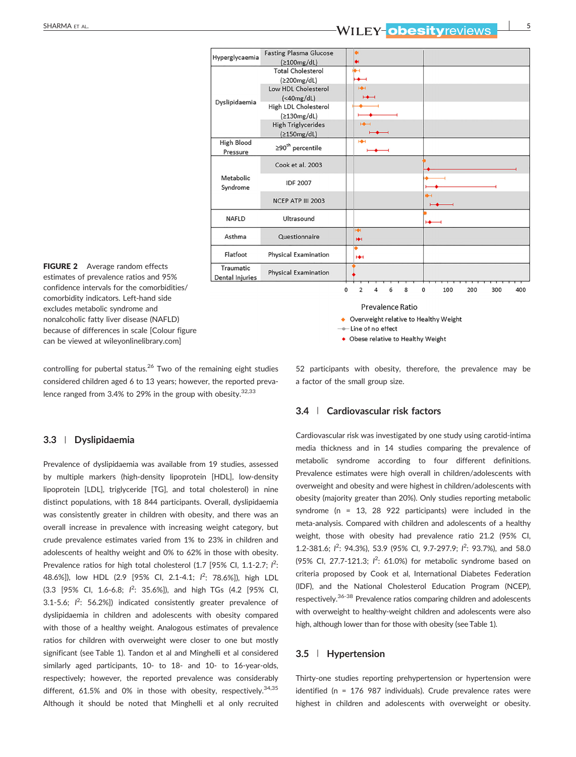FIGURE 2 Average random effects estimates of prevalence ratios and 95% confidence intervals for the comorbidities/comorbidity indicators. Left-hand side excludes metabolic syndrome and nonalcoholic fatty liver disease (NAFLD) because of differences in scale [Colour figure can be viewed at wileyonlinelibrary.com]

controlling for pubertal status.[26] Two of the remaining eight studies considered children aged 6 to 13 years; however, the reported prevalence ranged from 3.4% to 29% in the group with obesity.[32,33]

## 3.3 | Dyslipidaemia

Prevalence of dyslipidaemia was available from 19 studies, assessed by multiple markers (high-density lipoprotein [HDL], low-density lipoprotein [LDL], triglyceride [TG], and total cholesterol) in nine distinct populations, with 18 844 participants. Overall, dyslipidaemia was consistently greater in children with obesity, and there was an overall increase in prevalence with increasing weight category, but crude prevalence estimates varied from 1% to 23% in children and adolescents of healthy weight and 0% to 62% in those with obesity. Prevalence ratios for high total cholesterol (1.7 [95% CI, 1.1-2.7; $I^2$: 48.6%]), low HDL (2.9 [95% CI, 2.1-4.1; $I^2$: 78.6%]), high LDL (3.3 [95% CI, 1.6-6.8; $I^2$: 35.6%]), and high TGs (4.2 [95% CI, 3.1-5.6; $I^2$: 56.2%]) indicated consistently greater prevalence of dyslipidaemia in children and adolescents with obesity compared with those of a healthy weight. Analogous estimates of prevalence ratios for children with overweight were closer to one but mostly significant (see Table 1). Tandon et al and Minghelli et al considered similarly aged participants, 10- to 18- and 10- to 16-year-olds, respectively; however, the reported prevalence was considerably different, 61.5% and 0% in those with obesity, respectively.[34,35] Although it should be noted that Minghelli et al only recruited 52 participants with obesity, therefore, the prevalence may be a factor of the small group size.

## 3.4 | Cardiovascular risk factors

Cardiovascular risk was investigated by one study using carotid-intima media thickness and in 14 studies comparing the prevalence of metabolic syndrome according to four different definitions. Prevalence estimates were high overall in children/adolescents with overweight and obesity and were highest in children/adolescents with obesity (prevalence greater than 20%). Only studies reporting metabolic syndrome (n = 13, 28 922 participants) were included in the meta-analysis. Compared with children and adolescents of a healthy weight, those with obesity had prevalence ratio 21.2 (95% CI, 1.2-381.6; $I^2$: 94.3%), 53.9 (95% CI, 9.7-297.9; $I^2$: 93.7%), and 58.0 (95% CI, 27.7-121.3; $I^2$: 61.0%) for metabolic syndrome based on criteria proposed by Cook et al, International Diabetes Federation (IDF), and the National Cholesterol Education Program (NCEP), respectively.[36-38] Prevalence ratios comparing children and adolescents with overweight to healthy-weight children and adolescents were also high, although lower than for those with obesity (see Table 1).

## 3.5 | Hypertension

Thirty-one studies reporting prehypertension or hypertension were identified (n = 176 987 individuals). Crude prevalence rates were highest in children and adolescents with overweight or obesity.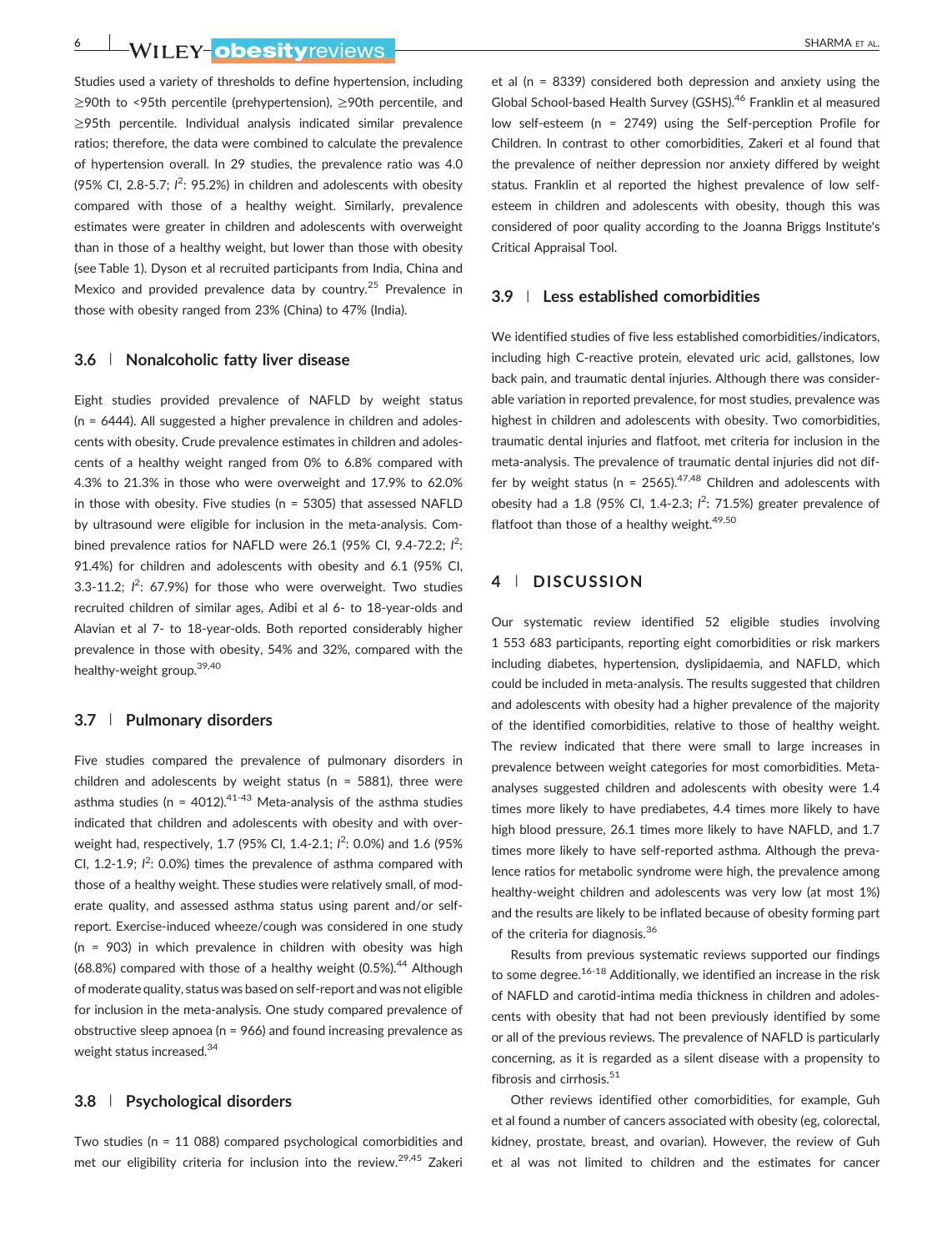Studies used a variety of thresholds to define hypertension, including ≥90th to <95th percentile (prehypertension), ≥90th percentile, and ≥95th percentile. Individual analysis indicated similar prevalence ratios; therefore, the data were combined to calculate the prevalence of hypertension overall. In 29 studies, the prevalence ratio was 4.0 (95% CI, 2.8-5.7; $I^2$: 95.2%) in children and adolescents with obesity compared with those of a healthy weight. Similarly, prevalence estimates were greater in children and adolescents with overweight than in those of a healthy weight, but lower than those with obesity (see Table 1). Dyson et al recruited participants from India, China and Mexico and provided prevalence data by country.[25] Prevalence in those with obesity ranged from 23% (China) to 47% (India).

### 3.6 | Nonalcoholic fatty liver disease

Eight studies provided prevalence of NAFLD by weight status (n = 6444). All suggested a higher prevalence in children and adolescents with obesity. Crude prevalence estimates in children and adolescents of a healthy weight ranged from 0% to 6.8% compared with 4.3% to 21.3% in those who were overweight and 17.9% to 62.0% in those with obesity. Five studies (n = 5305) that assessed NAFLD by ultrasound were eligible for inclusion in the meta-analysis. Combined prevalence ratios for NAFLD were 26.1 (95% CI, 9.4-72.2; $I^2$: 91.4%) for children and adolescents with obesity and 6.1 (95% CI, 3.3-11.2; $I^2$: 67.9%) for those who were overweight. Two studies recruited children of similar ages, Adibi et al 6- to 18-year-olds and Alavian et al 7- to 18-year-olds. Both reported considerably higher prevalence in those with obesity, 54% and 32%, compared with the healthy-weight group.[39,40]

### 3.7 | Pulmonary disorders

Five studies compared the prevalence of pulmonary disorders in children and adolescents by weight status (n = 5881), three were asthma studies (n = 4012).[41-43] Meta-analysis of the asthma studies indicated that children and adolescents with obesity and with overweight had, respectively, 1.7 (95% CI, 1.4-2.1; $I^2$: 0.0%) and 1.6 (95% CI, 1.2-1.9; $I^2$: 0.0%) times the prevalence of asthma compared with those of a healthy weight. These studies were relatively small, of moderate quality, and assessed asthma status using parent and/or self-report. Exercise-induced wheeze/cough was considered in one study (n = 903) in which prevalence in children with obesity was high (68.8%) compared with those of a healthy weight (0.5%).[44] Although of moderate quality, status was based on self-report and was not eligible for inclusion in the meta-analysis. One study compared prevalence of obstructive sleep apnoea (n = 966) and found increasing prevalence as weight status increased.[34]

### 3.8 | Psychological disorders

Two studies (n = 11 088) compared psychological comorbidities and met our eligibility criteria for inclusion into the review.[29,45] Zakeri et al (n = 8339) considered both depression and anxiety using the Global School-based Health Survey (GSHS).[46] Franklin et al measured low self-esteem (n = 2749) using the Self-perception Profile for Children. In contrast to other comorbidities, Zakeri et al found that the prevalence of neither depression nor anxiety differed by weight status. Franklin et al reported the highest prevalence of low self-esteem in children and adolescents with obesity, though this was considered of poor quality according to the Joanna Briggs Institute's Critical Appraisal Tool.

### 3.9 | Less established comorbidities

We identified studies of five less established comorbidities/indicators, including high C-reactive protein, elevated uric acid, gallstones, low back pain, and traumatic dental injuries. Although there was considerable variation in reported prevalence, for most studies, prevalence was highest in children and adolescents with obesity. Two comorbidities, traumatic dental injuries and flatfoot, met criteria for inclusion in the meta-analysis. The prevalence of traumatic dental injuries did not differ by weight status (n = 2565).[47,48] Children and adolescents with obesity had a 1.8 (95% CI, 1.4-2.3; $I^2$: 71.5%) greater prevalence of flatfoot than those of a healthy weight.[49,50]

## 4 | DISCUSSION

Our systematic review identified 52 eligible studies involving 1 553 683 participants, reporting eight comorbidities or risk markers including diabetes, hypertension, dyslipidaemia, and NAFLD, which could be included in meta-analysis. The results suggested that children and adolescents with obesity had a higher prevalence of the majority of the identified comorbidities, relative to those of healthy weight. The review indicated that there were small to large increases in prevalence between weight categories for most comorbidities. Meta-analyses suggested children and adolescents with obesity were 1.4 times more likely to have prediabetes, 4.4 times more likely to have high blood pressure, 26.1 times more likely to have NAFLD, and 1.7 times more likely to have self-reported asthma. Although the prevalence ratios for metabolic syndrome were high, the prevalence among healthy-weight children and adolescents was very low (at most 1%) and the results are likely to be inflated because of obesity forming part of the criteria for diagnosis.[36]

Results from previous systematic reviews supported our findings to some degree.[16-18] Additionally, we identified an increase in the risk of NAFLD and carotid-intima media thickness in children and adolescents with obesity that had not been previously identified by some or all of the previous reviews. The prevalence of NAFLD is particularly concerning, as it is regarded as a silent disease with a propensity to fibrosis and cirrhosis.[51]

Other reviews identified other comorbidities, for example, Guh et al found a number of cancers associated with obesity (eg, colorectal, kidney, prostate, breast, and ovarian). However, the review of Guh et al was not limited to children and the estimates for cancer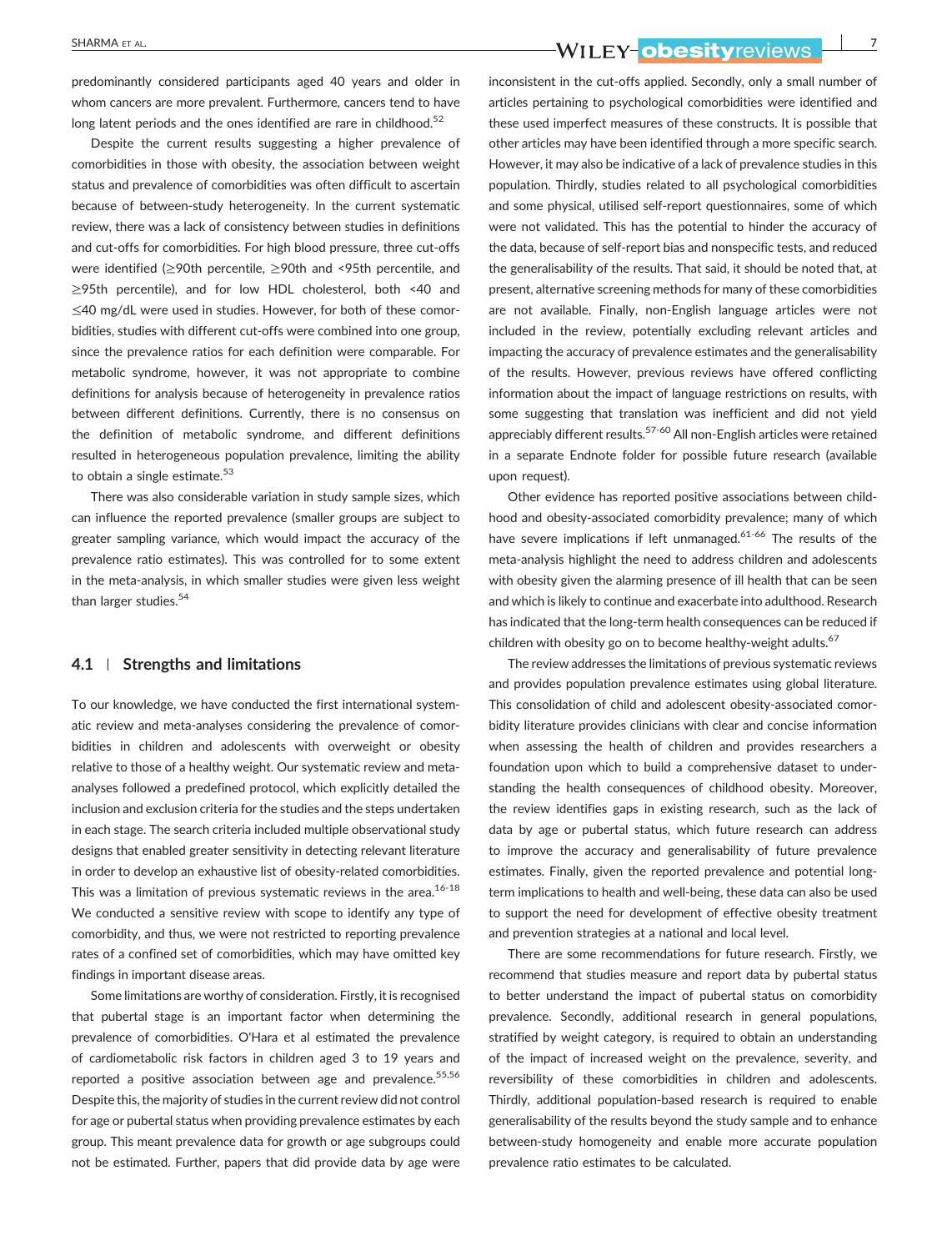predominantly considered participants aged 40 years and older in whom cancers are more prevalent. Furthermore, cancers tend to have long latent periods and the ones identified are rare in childhood.[52]

Despite the current results suggesting a higher prevalence of comorbidities in those with obesity, the association between weight status and prevalence of comorbidities was often difficult to ascertain because of between-study heterogeneity. In the current systematic review, there was a lack of consistency between studies in definitions and cut-offs for comorbidities. For high blood pressure, three cut-offs were identified (≥90th percentile, ≥90th and <95th percentile, and ≥95th percentile), and for low HDL cholesterol, both <40 and ≤40 mg/dL were used in studies. However, for both of these comorbidities, studies with different cut-offs were combined into one group, since the prevalence ratios for each definition were comparable. For metabolic syndrome, however, it was not appropriate to combine definitions for analysis because of heterogeneity in prevalence ratios between different definitions. Currently, there is no consensus on the definition of metabolic syndrome, and different definitions resulted in heterogeneous population prevalence, limiting the ability to obtain a single estimate.[53]

There was also considerable variation in study sample sizes, which can influence the reported prevalence (smaller groups are subject to greater sampling variance, which would impact the accuracy of the prevalence ratio estimates). This was controlled for to some extent in the meta-analysis, in which smaller studies were given less weight than larger studies.[54]

### 4.1 | Strengths and limitations

To our knowledge, we have conducted the first international systematic review and meta-analyses considering the prevalence of comorbidities in children and adolescents with overweight or obesity relative to those of a healthy weight. Our systematic review and meta-analyses followed a predefined protocol, which explicitly detailed the inclusion and exclusion criteria for the studies and the steps undertaken in each stage. The search criteria included multiple observational study designs that enabled greater sensitivity in detecting relevant literature in order to develop an exhaustive list of obesity-related comorbidities. This was a limitation of previous systematic reviews in the area.[16-18] We conducted a sensitive review with scope to identify any type of comorbidity, and thus, we were not restricted to reporting prevalence rates of a confined set of comorbidities, which may have omitted key findings in important disease areas.

Some limitations are worthy of consideration. Firstly, it is recognised that pubertal stage is an important factor when determining the prevalence of comorbidities. O'Hara et al estimated the prevalence of cardiometabolic risk factors in children aged 3 to 19 years and reported a positive association between age and prevalence.[55,56] Despite this, the majority of studies in the current review did not control for age or pubertal status when providing prevalence estimates by each group. This meant prevalence data for growth or age subgroups could not be estimated. Further, papers that did provide data by age were inconsistent in the cut-offs applied. Secondly, only a small number of articles pertaining to psychological comorbidities were identified and these used imperfect measures of these constructs. It is possible that other articles may have been identified through a more specific search. However, it may also be indicative of a lack of prevalence studies in this population. Thirdly, studies related to all psychological comorbidities and some physical, utilised self-report questionnaires, some of which were not validated. This has the potential to hinder the accuracy of the data, because of self-report bias and nonspecific tests, and reduced the generalisability of the results. That said, it should be noted that, at present, alternative screening methods for many of these comorbidities are not available. Finally, non-English language articles were not included in the review, potentially excluding relevant articles and impacting the accuracy of prevalence estimates and the generalisability of the results. However, previous reviews have offered conflicting information about the impact of language restrictions on results, with some suggesting that translation was inefficient and did not yield appreciably different results.[57-60] All non-English articles were retained in a separate Endnote folder for possible future research (available upon request).

Other evidence has reported positive associations between childhood and obesity-associated comorbidity prevalence; many of which have severe implications if left unmanaged.[61-66] The results of the meta-analysis highlight the need to address children and adolescents with obesity given the alarming presence of ill health that can be seen and which is likely to continue and exacerbate into adulthood. Research has indicated that the long-term health consequences can be reduced if children with obesity go on to become healthy-weight adults.[67]

The review addresses the limitations of previous systematic reviews and provides population prevalence estimates using global literature. This consolidation of child and adolescent obesity-associated comorbidity literature provides clinicians with clear and concise information when assessing the health of children and provides researchers a foundation upon which to build a comprehensive dataset to understanding the health consequences of childhood obesity. Moreover, the review identifies gaps in existing research, such as the lack of data by age or pubertal status, which future research can address to improve the accuracy and generalisability of future prevalence estimates. Finally, given the reported prevalence and potential long-term implications to health and well-being, these data can also be used to support the need for development of effective obesity treatment and prevention strategies at a national and local level.

There are some recommendations for future research. Firstly, we recommend that studies measure and report data by pubertal status to better understand the impact of pubertal status on comorbidity prevalence. Secondly, additional research in general populations, stratified by weight category, is required to obtain an understanding of the impact of increased weight on the prevalence, severity, and reversibility of these comorbidities in children and adolescents. Thirdly, additional population-based research is required to enable generalisability of the results beyond the study sample and to enhance between-study homogeneity and enable more accurate population prevalence ratio estimates to be calculated.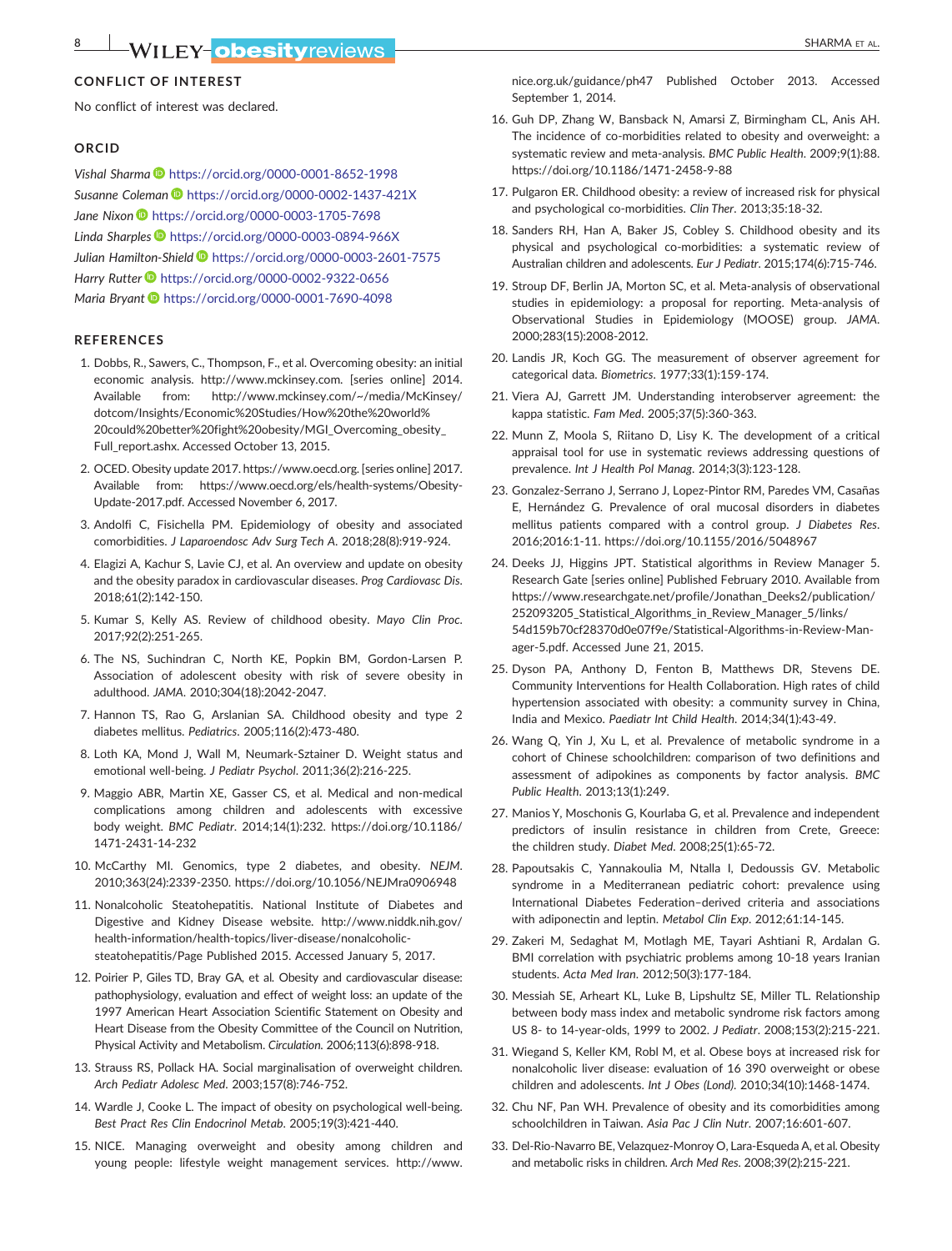## CONFLICT OF INTEREST

No conflict of interest was declared.

## ORCID

*Vishal Sharma* https://orcid.org/0000-0001-8652-1998
*Susanne Coleman* https://orcid.org/0000-0002-1437-421X
*Jane Nixon* https://orcid.org/0000-0003-1705-7698
*Linda Sharples* https://orcid.org/0000-0003-0894-966X
*Julian Hamilton-Shield* https://orcid.org/0000-0003-2601-7575
*Harry Rutter* https://orcid.org/0000-0002-9322-0656
*Maria Bryant* https://orcid.org/0000-0001-7690-4098

## REFERENCES

1. Dobbs, R., Sawers, C., Thompson, F., et al. Overcoming obesity: an initial economic analysis. http://www.mckinsey.com. [series online] 2014. Available from: http://www.mckinsey.com/~/media/McKinsey/dotcom/Insights/Economic%20Studies/How%20the%20world%20could%20better%20fight%20obesity/MGI_Overcoming_obesity_Full_report.ashx. Accessed October 13, 2015.
2. OCED. Obesity update 2017. https://www.oecd.org. [series online] 2017. Available from: https://www.oecd.org/els/health-systems/Obesity-Update-2017.pdf. Accessed November 6, 2017.
3. Andolfi C, Fisichella PM. Epidemiology of obesity and associated comorbidities. *J Laparoendosc Adv Surg Tech A*. 2018;28(8):919-924.
4. Elagizi A, Kachur S, Lavie CJ, et al. An overview and update on obesity and the obesity paradox in cardiovascular diseases. *Prog Cardiovasc Dis*. 2018;61(2):142-150.
5. Kumar S, Kelly AS. Review of childhood obesity. *Mayo Clin Proc*. 2017;92(2):251-265.
6. The NS, Suchindran C, North KE, Popkin BM, Gordon-Larsen P. Association of adolescent obesity with risk of severe obesity in adulthood. *JAMA*. 2010;304(18):2042-2047.
7. Hannon TS, Rao G, Arslanian SA. Childhood obesity and type 2 diabetes mellitus. *Pediatrics*. 2005;116(2):473-480.
8. Loth KA, Mond J, Wall M, Neumark-Sztainer D. Weight status and emotional well-being. *J Pediatr Psychol*. 2011;36(2):216-225.
9. Maggio ABR, Martin XE, Gasser CS, et al. Medical and non-medical complications among children and adolescents with excessive body weight. *BMC Pediatr*. 2014;14(1):232. https://doi.org/10.1186/1471-2431-14-232
10. McCarthy MI. Genomics, type 2 diabetes, and obesity. *NEJM*. 2010;363(24):2339-2350. https://doi.org/10.1056/NEJMra0906948
11. Nonalcoholic Steatohepatitis. National Institute of Diabetes and Digestive and Kidney Disease website. http://www.niddk.nih.gov/health-information/health-topics/liver-disease/nonalcoholic-steatohepatitis/Page Published 2015. Accessed January 5, 2017.
12. Poirier P, Giles TD, Bray GA, et al. Obesity and cardiovascular disease: pathophysiology, evaluation and effect of weight loss: an update of the 1997 American Heart Association Scientific Statement on Obesity and Heart Disease from the Obesity Committee of the Council on Nutrition, Physical Activity and Metabolism. *Circulation*. 2006;113(6):898-918.
13. Strauss RS, Pollack HA. Social marginalisation of overweight children. *Arch Pediatr Adolesc Med*. 2003;157(8):746-752.
14. Wardle J, Cooke L. The impact of obesity on psychological well-being. *Best Pract Res Clin Endocrinol Metab*. 2005;19(3):421-440.
15. NICE. Managing overweight and obesity among children and young people: lifestyle weight management services. http://www.nice.org.uk/guidance/ph47 Published October 2013. Accessed September 1, 2014.
16. Guh DP, Zhang W, Bansback N, Amarsi Z, Birmingham CL, Anis AH. The incidence of co-morbidities related to obesity and overweight: a systematic review and meta-analysis. *BMC Public Health*. 2009;9(1):88. https://doi.org/10.1186/1471-2458-9-88
17. Pulgaron ER. Childhood obesity: a review of increased risk for physical and psychological co-morbidities. *Clin Ther*. 2013;35:18-32.
18. Sanders RH, Han A, Baker JS, Cobley S. Childhood obesity and its physical and psychological co-morbidities: a systematic review of Australian children and adolescents. *Eur J Pediatr*. 2015;174(6):715-746.
19. Stroup DF, Berlin JA, Morton SC, et al. Meta-analysis of observational studies in epidemiology: a proposal for reporting. Meta-analysis of Observational Studies in Epidemiology (MOOSE) group. *JAMA*. 2000;283(15):2008-2012.
20. Landis JR, Koch GG. The measurement of observer agreement for categorical data. *Biometrics*. 1977;33(1):159-174.
21. Viera AJ, Garrett JM. Understanding interobserver agreement: the kappa statistic. *Fam Med*. 2005;37(5):360-363.
22. Munn Z, Moola S, Riitano D, Lisy K. The development of a critical appraisal tool for use in systematic reviews addressing questions of prevalence. *Int J Health Pol Manag*. 2014;3(3):123-128.
23. Gonzalez-Serrano J, Serrano J, Lopez-Pintor RM, Paredes VM, Casañas E, Hernández G. Prevalence of oral mucosal disorders in diabetes mellitus patients compared with a control group. *J Diabetes Res*. 2016;2016:1-11. https://doi.org/10.1155/2016/5048967
24. Deeks JJ, Higgins JPT. Statistical algorithms in Review Manager 5. Research Gate [series online] Published February 2010. Available from https://www.researchgate.net/profile/Jonathan_Deeks2/publication/252093205_Statistical_Algorithms_in_Review_Manager_5/links/54d159b70cf28370d0e07f9e/Statistical-Algorithms-in-Review-Manager-5.pdf. Accessed June 21, 2015.
25. Dyson PA, Anthony D, Fenton B, Matthews DR, Stevens DE. Community Interventions for Health Collaboration. High rates of child hypertension associated with obesity: a community survey in China, India and Mexico. *Paediatr Int Child Health*. 2014;34(1):43-49.
26. Wang Q, Yin J, Xu L, et al. Prevalence of metabolic syndrome in a cohort of Chinese schoolchildren: comparison of two definitions and assessment of adipokines as components by factor analysis. *BMC Public Health*. 2013;13(1):249.
27. Manios Y, Moschonis G, Kourlaba G, et al. Prevalence and independent predictors of insulin resistance in children from Crete, Greece: the children study. *Diabet Med*. 2008;25(1):65-72.
28. Papoutsakis C, Yannakoulia M, Ntalla I, Dedoussis GV. Metabolic syndrome in a Mediterranean pediatric cohort: prevalence using International Diabetes Federation–derived criteria and associations with adiponectin and leptin. *Metabol Clin Exp*. 2012;61:14-145.
29. Zakeri M, Sedaghat M, Motlagh ME, Tayari Ashtiani R, Ardalan G. BMI correlation with psychiatric problems among 10-18 years Iranian students. *Acta Med Iran*. 2012;50(3):177-184.
30. Messiah SE, Arheart KL, Luke B, Lipshultz SE, Miller TL. Relationship between body mass index and metabolic syndrome risk factors among US 8- to 14-year-olds, 1999 to 2002. *J Pediatr*. 2008;153(2):215-221.
31. Wiegand S, Keller KM, Robl M, et al. Obese boys at increased risk for nonalcoholic liver disease: evaluation of 16 390 overweight or obese children and adolescents. *Int J Obes (Lond)*. 2010;34(10):1468-1474.
32. Chu NF, Pan WH. Prevalence of obesity and its comorbidities among schoolchildren in Taiwan. *Asia Pac J Clin Nutr*. 2007;16:601-607.
33. Del-Rio-Navarro BE, Velazquez-Monroy O, Lara-Esqueda A, et al. Obesity and metabolic risks in children. *Arch Med Res*. 2008;39(2):215-221.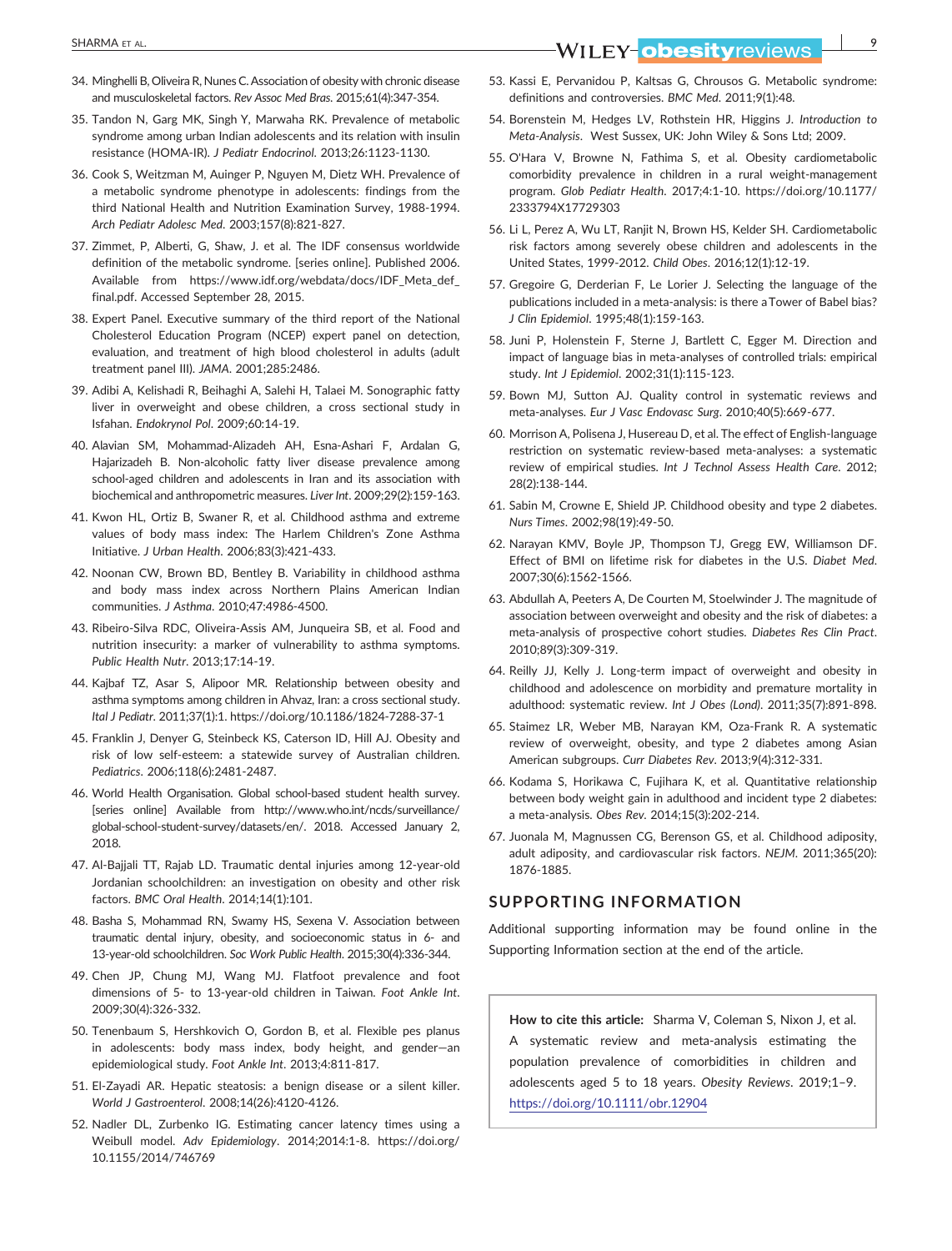34. Minghelli B, Oliveira R, Nunes C. Association of obesity with chronic disease and musculoskeletal factors. *Rev Assoc Med Bras*. 2015;61(4):347-354.
35. Tandon N, Garg MK, Singh Y, Marwaha RK. Prevalence of metabolic syndrome among urban Indian adolescents and its relation with insulin resistance (HOMA-IR). *J Pediatr Endocrinol*. 2013;26:1123-1130.
36. Cook S, Weitzman M, Auinger P, Nguyen M, Dietz WH. Prevalence of a metabolic syndrome phenotype in adolescents: findings from the third National Health and Nutrition Examination Survey, 1988-1994. *Arch Pediatr Adolesc Med*. 2003;157(8):821-827.
37. Zimmet, P, Alberti, G, Shaw, J. et al. The IDF consensus worldwide definition of the metabolic syndrome. [series online]. Published 2006. Available from https://www.idf.org/webdata/docs/IDF_Meta_def_final.pdf. Accessed September 28, 2015.
38. Expert Panel. Executive summary of the third report of the National Cholesterol Education Program (NCEP) expert panel on detection, evaluation, and treatment of high blood cholesterol in adults (adult treatment panel III). *JAMA*. 2001;285:2486.
39. Adibi A, Kelishadi R, Beihaghi A, Salehi H, Talaei M. Sonographic fatty liver in overweight and obese children, a cross sectional study in Isfahan. *Endokrynol Pol*. 2009;60:14-19.
40. Alavian SM, Mohammad-Alizadeh AH, Esna-Ashari F, Ardalan G, Hajarizadeh B. Non-alcoholic fatty liver disease prevalence among school-aged children and adolescents in Iran and its association with biochemical and anthropometric measures. *Liver Int*. 2009;29(2):159-163.
41. Kwon HL, Ortiz B, Swaner R, et al. Childhood asthma and extreme values of body mass index: The Harlem Children's Zone Asthma Initiative. *J Urban Health*. 2006;83(3):421-433.
42. Noonan CW, Brown BD, Bentley B. Variability in childhood asthma and body mass index across Northern Plains American Indian communities. *J Asthma*. 2010;47:4986-4500.
43. Ribeiro-Silva RDC, Oliveira-Assis AM, Junqueira SB, et al. Food and nutrition insecurity: a marker of vulnerability to asthma symptoms. *Public Health Nutr*. 2013;17:14-19.
44. Kajbaf TZ, Asar S, Alipoor MR. Relationship between obesity and asthma symptoms among children in Ahvaz, Iran: a cross sectional study. *Ital J Pediatr*. 2011;37(1):1. https://doi.org/10.1186/1824-7288-37-1
45. Franklin J, Denyer G, Steinbeck KS, Caterson ID, Hill AJ. Obesity and risk of low self-esteem: a statewide survey of Australian children. *Pediatrics*. 2006;118(6):2481-2487.
46. World Health Organisation. Global school-based student health survey. [series online] Available from http://www.who.int/ncds/surveillance/global-school-student-survey/datasets/en/. 2018. Accessed January 2, 2018.
47. Al-Bajjali TT, Rajab LD. Traumatic dental injuries among 12-year-old Jordanian schoolchildren: an investigation on obesity and other risk factors. *BMC Oral Health*. 2014;14(1):101.
48. Basha S, Mohammad RN, Swamy HS, Sexena V. Association between traumatic dental injury, obesity, and socioeconomic status in 6- and 13-year-old schoolchildren. *Soc Work Public Health*. 2015;30(4):336-344.
49. Chen JP, Chung MJ, Wang MJ. Flatfoot prevalence and foot dimensions of 5- to 13-year-old children in Taiwan. *Foot Ankle Int*. 2009;30(4):326-332.
50. Tenenbaum S, Hershkovich O, Gordon B, et al. Flexible pes planus in adolescents: body mass index, body height, and gender—an epidemiological study. *Foot Ankle Int*. 2013;4:811-817.
51. El-Zayadi AR. Hepatic steatosis: a benign disease or a silent killer. *World J Gastroenterol*. 2008;14(26):4120-4126.
52. Nadler DL, Zurbenko IG. Estimating cancer latency times using a Weibull model. *Adv Epidemiology*. 2014;2014:1-8. https://doi.org/10.1155/2014/746769
53. Kassi E, Pervanidou P, Kaltsas G, Chrousos G. Metabolic syndrome: definitions and controversies. *BMC Med*. 2011;9(1):48.
54. Borenstein M, Hedges LV, Rothstein HR, Higgins J. *Introduction to Meta-Analysis*. West Sussex, UK: John Wiley & Sons Ltd; 2009.
55. O'Hara V, Browne N, Fathima S, et al. Obesity cardiometabolic comorbidity prevalence in children in a rural weight-management program. *Glob Pediatr Health*. 2017;4:1-10. https://doi.org/10.1177/2333794X17729303
56. Li L, Perez A, Wu LT, Ranjit N, Brown HS, Kelder SH. Cardiometabolic risk factors among severely obese children and adolescents in the United States, 1999-2012. *Child Obes*. 2016;12(1):12-19.
57. Gregoire G, Derderian F, Le Lorier J. Selecting the language of the publications included in a meta-analysis: is there a Tower of Babel bias? *J Clin Epidemiol*. 1995;48(1):159-163.
58. Juni P, Holenstein F, Sterne J, Bartlett C, Egger M. Direction and impact of language bias in meta-analyses of controlled trials: empirical study. *Int J Epidemiol*. 2002;31(1):115-123.
59. Bown MJ, Sutton AJ. Quality control in systematic reviews and meta-analyses. *Eur J Vasc Endovasc Surg*. 2010;40(5):669-677.
60. Morrison A, Polisena J, Husereau D, et al. The effect of English-language restriction on systematic review-based meta-analyses: a systematic review of empirical studies. *Int J Technol Assess Health Care*. 2012; 28(2):138-144.
61. Sabin M, Crowne E, Shield JP. Childhood obesity and type 2 diabetes. *Nurs Times*. 2002;98(19):49-50.
62. Narayan KMV, Boyle JP, Thompson TJ, Gregg EW, Williamson DF. Effect of BMI on lifetime risk for diabetes in the U.S. *Diabet Med*. 2007;30(6):1562-1566.
63. Abdullah A, Peeters A, De Courten M, Stoelwinder J. The magnitude of association between overweight and obesity and the risk of diabetes: a meta-analysis of prospective cohort studies. *Diabetes Res Clin Pract*. 2010;89(3):309-319.
64. Reilly JJ, Kelly J. Long-term impact of overweight and obesity in childhood and adolescence on morbidity and premature mortality in adulthood: systematic review. *Int J Obes (Lond)*. 2011;35(7):891-898.
65. Staimez LR, Weber MB, Narayan KM, Oza-Frank R. A systematic review of overweight, obesity, and type 2 diabetes among Asian American subgroups. *Curr Diabetes Rev*. 2013;9(4):312-331.
66. Kodama S, Horikawa C, Fujihara K, et al. Quantitative relationship between body weight gain in adulthood and incident type 2 diabetes: a meta-analysis. *Obes Rev*. 2014;15(3):202-214.
67. Juonala M, Magnussen CG, Berenson GS, et al. Childhood adiposity, adult adiposity, and cardiovascular risk factors. *NEJM*. 2011;365(20): 1876-1885.

## SUPPORTING INFORMATION

Additional supporting information may be found online in the Supporting Information section at the end of the article.

**How to cite this article:** Sharma V, Coleman S, Nixon J, et al. A systematic review and meta-analysis estimating the population prevalence of comorbidities in children and adolescents aged 5 to 18 years. *Obesity Reviews*. 2019;1–9. https://doi.org/10.1111/obr.12904